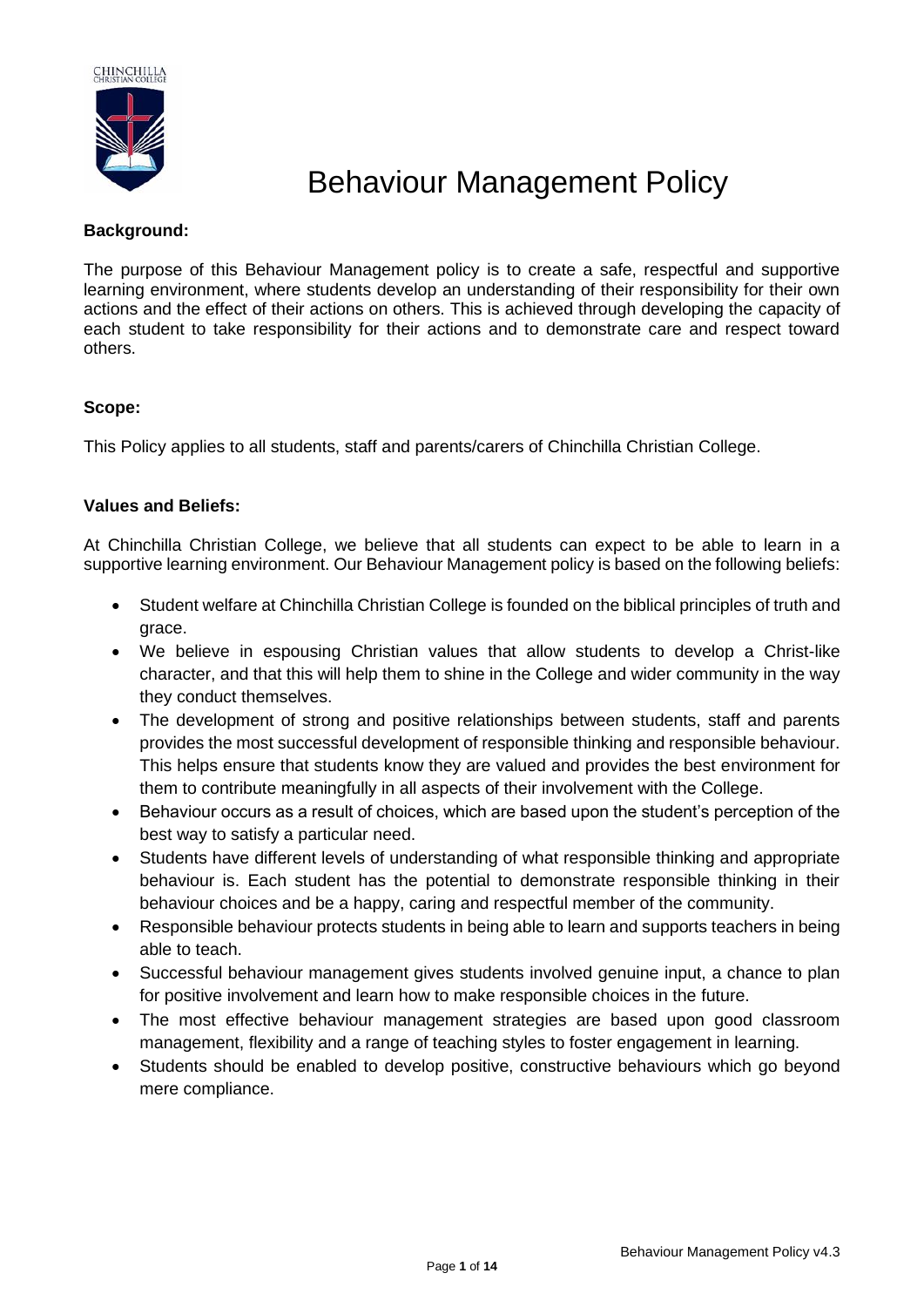# Behaviour Management Policy

**Background:**

The purpose of this Behaviour Management policy is to create a safe, respectful and supportive learning environment, where students develop an understanding of their responsibility for their own actions and the effect of their actions on others. This is achieved through developing the capacity of each student to take responsibility for their actions and to demonstrate care and respect toward others.

**Scope:**

This Policy applies to all students, staff and parents/carers of Chinchilla Christian College.

**Values and Beliefs:**

At Chinchilla Christian College, we believe that all students can expect to be able to learn in a supportive learning environment. Our Behaviour Management policy is based on the following beliefs:

- Student welfare at Chinchilla Christian College is founded on the biblical principles of truth and grace.
- We believe in espousing Christian values that allow students to develop a Christ-like character, and that this will help them to shine in the College and wider community in the way they conduct themselves.
- The development of strong and positive relationships between students, staff and parents provides the most successful development of responsible thinking and responsible behaviour. This helps ensure that students know they are valued and provides the best environment for them to contribute meaningfully in all aspects of their involvement with the College.
- Behaviour occurs as a result of choices, which are based upon the student's perception of the best way to satisfy a particular need.
- Students have different levels of understanding of what responsible thinking and appropriate behaviour is. Each student has the potential to demonstrate responsible thinking in their behaviour choices and be a happy, caring and respectful member of the community.
- Responsible behaviour protects students in being able to learn and supports teachers in being able to teach.
- Successful behaviour management gives students involved genuine input, a chance to plan for positive involvement and learn how to make responsible choices in the future.
- The most effective behaviour management strategies are based upon good classroom management, flexibility and a range of teaching styles to foster engagement in learning.
- Students should be enabled to develop positive, constructive behaviours which go beyond mere compliance.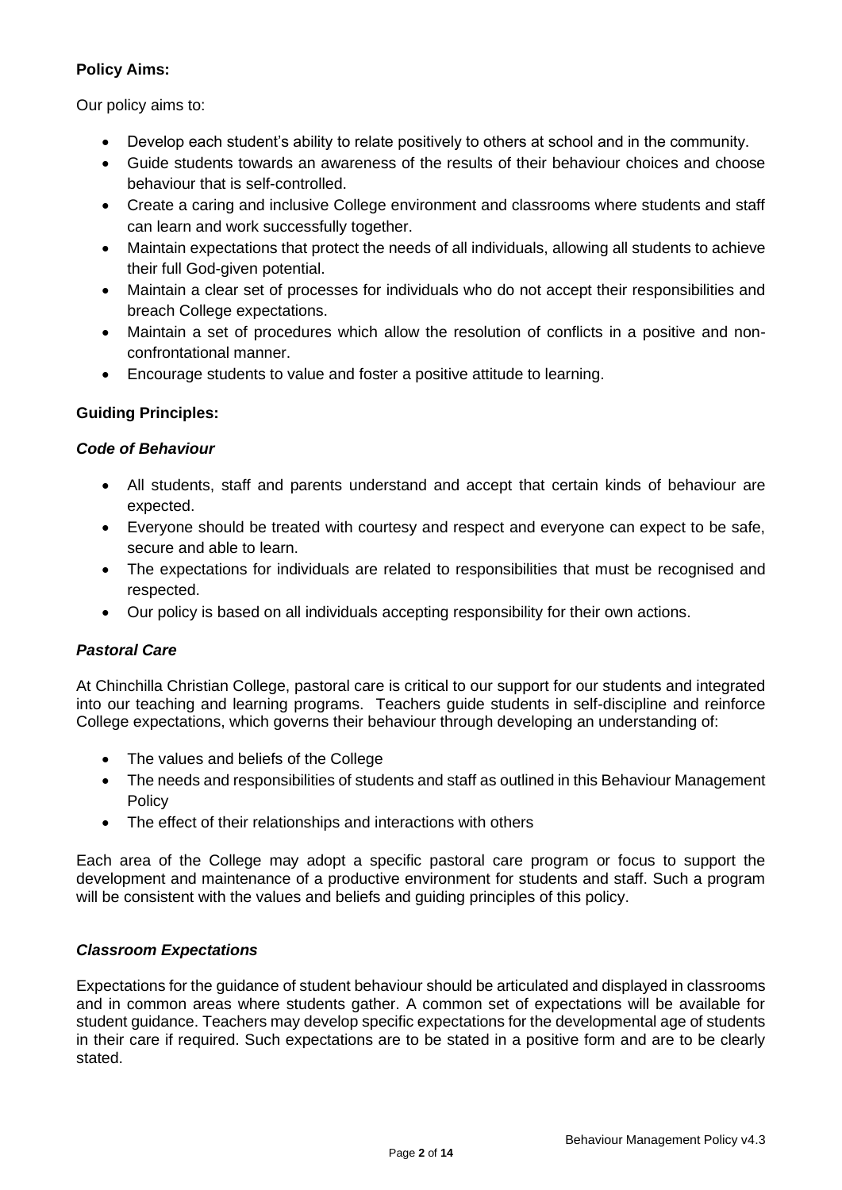**Policy Aims:**

Our policy aims to:

- Develop each student's ability to relate positively to others at school and in the community.
- Guide students towards an awareness of the results of their behaviour choices and choose behaviour that is self-controlled.
- Create a caring and inclusive College environment and classrooms where students and staff can learn and work successfully together.
- Maintain expectations that protect the needs of all individuals, allowing all students to achieve their full God-given potential.
- Maintain a clear set of processes for individuals who do not accept their responsibilities and breach College expectations.
- Maintain a set of procedures which allow the resolution of conflicts in a positive and non-confrontational manner.
- Encourage students to value and foster a positive attitude to learning.

**Guiding Principles:**

***Code of Behaviour***

- All students, staff and parents understand and accept that certain kinds of behaviour are expected.
- Everyone should be treated with courtesy and respect and everyone can expect to be safe, secure and able to learn.
- The expectations for individuals are related to responsibilities that must be recognised and respected.
- Our policy is based on all individuals accepting responsibility for their own actions.

***Pastoral Care***

At Chinchilla Christian College, pastoral care is critical to our support for our students and integrated into our teaching and learning programs. Teachers guide students in self-discipline and reinforce College expectations, which governs their behaviour through developing an understanding of:

- The values and beliefs of the College
- The needs and responsibilities of students and staff as outlined in this Behaviour Management Policy
- The effect of their relationships and interactions with others

Each area of the College may adopt a specific pastoral care program or focus to support the development and maintenance of a productive environment for students and staff. Such a program will be consistent with the values and beliefs and guiding principles of this policy.

***Classroom Expectations***

Expectations for the guidance of student behaviour should be articulated and displayed in classrooms and in common areas where students gather. A common set of expectations will be available for student guidance. Teachers may develop specific expectations for the developmental age of students in their care if required. Such expectations are to be stated in a positive form and are to be clearly stated.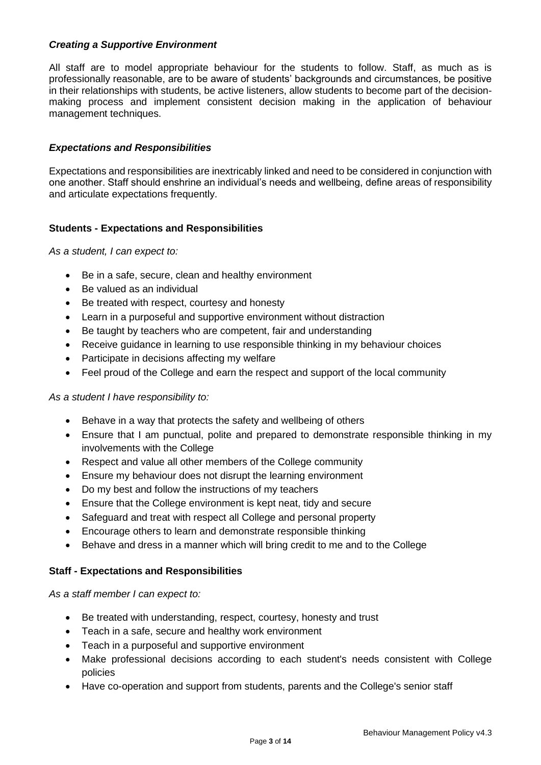### *Creating a Supportive Environment*

All staff are to model appropriate behaviour for the students to follow. Staff, as much as is professionally reasonable, are to be aware of students' backgrounds and circumstances, be positive in their relationships with students, be active listeners, allow students to become part of the decision-making process and implement consistent decision making in the application of behaviour management techniques.

### *Expectations and Responsibilities*

Expectations and responsibilities are inextricably linked and need to be considered in conjunction with one another. Staff should enshrine an individual's needs and wellbeing, define areas of responsibility and articulate expectations frequently.

#### **Students - Expectations and Responsibilities**

*As a student, I can expect to:*

- Be in a safe, secure, clean and healthy environment
- Be valued as an individual
- Be treated with respect, courtesy and honesty
- Learn in a purposeful and supportive environment without distraction
- Be taught by teachers who are competent, fair and understanding
- Receive guidance in learning to use responsible thinking in my behaviour choices
- Participate in decisions affecting my welfare
- Feel proud of the College and earn the respect and support of the local community

*As a student I have responsibility to:*

- Behave in a way that protects the safety and wellbeing of others
- Ensure that I am punctual, polite and prepared to demonstrate responsible thinking in my involvements with the College
- Respect and value all other members of the College community
- Ensure my behaviour does not disrupt the learning environment
- Do my best and follow the instructions of my teachers
- Ensure that the College environment is kept neat, tidy and secure
- Safeguard and treat with respect all College and personal property
- Encourage others to learn and demonstrate responsible thinking
- Behave and dress in a manner which will bring credit to me and to the College

#### **Staff - Expectations and Responsibilities**

*As a staff member I can expect to:*

- Be treated with understanding, respect, courtesy, honesty and trust
- Teach in a safe, secure and healthy work environment
- Teach in a purposeful and supportive environment
- Make professional decisions according to each student's needs consistent with College policies
- Have co-operation and support from students, parents and the College's senior staff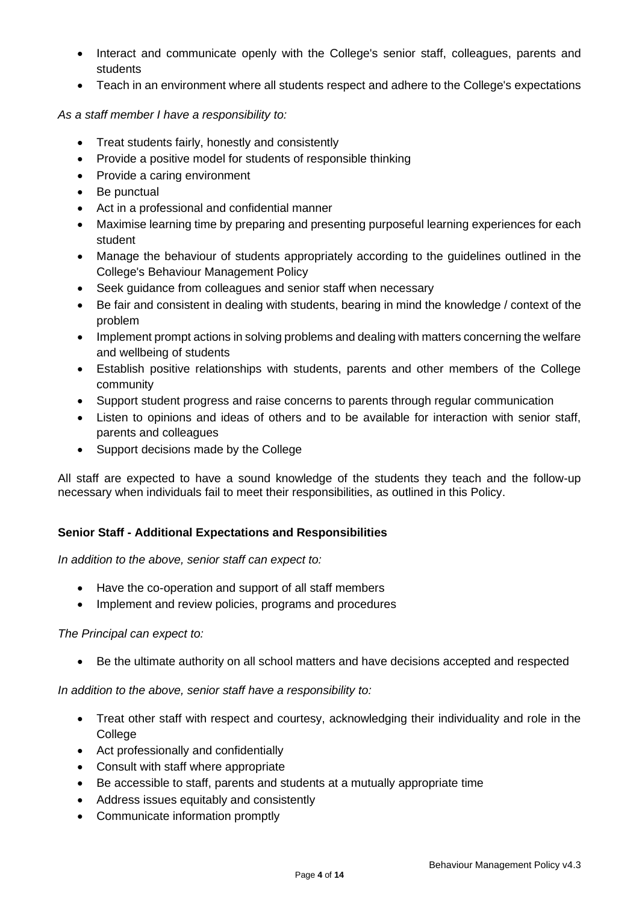- Interact and communicate openly with the College's senior staff, colleagues, parents and students
- Teach in an environment where all students respect and adhere to the College's expectations

*As a staff member I have a responsibility to:*

- Treat students fairly, honestly and consistently
- Provide a positive model for students of responsible thinking
- Provide a caring environment
- Be punctual
- Act in a professional and confidential manner
- Maximise learning time by preparing and presenting purposeful learning experiences for each student
- Manage the behaviour of students appropriately according to the guidelines outlined in the College's Behaviour Management Policy
- Seek guidance from colleagues and senior staff when necessary
- Be fair and consistent in dealing with students, bearing in mind the knowledge / context of the problem
- Implement prompt actions in solving problems and dealing with matters concerning the welfare and wellbeing of students
- Establish positive relationships with students, parents and other members of the College community
- Support student progress and raise concerns to parents through regular communication
- Listen to opinions and ideas of others and to be available for interaction with senior staff, parents and colleagues
- Support decisions made by the College

All staff are expected to have a sound knowledge of the students they teach and the follow-up necessary when individuals fail to meet their responsibilities, as outlined in this Policy.

**Senior Staff - Additional Expectations and Responsibilities**

*In addition to the above, senior staff can expect to:*

- Have the co-operation and support of all staff members
- Implement and review policies, programs and procedures

*The Principal can expect to:*

- Be the ultimate authority on all school matters and have decisions accepted and respected

*In addition to the above, senior staff have a responsibility to:*

- Treat other staff with respect and courtesy, acknowledging their individuality and role in the College
- Act professionally and confidentially
- Consult with staff where appropriate
- Be accessible to staff, parents and students at a mutually appropriate time
- Address issues equitably and consistently
- Communicate information promptly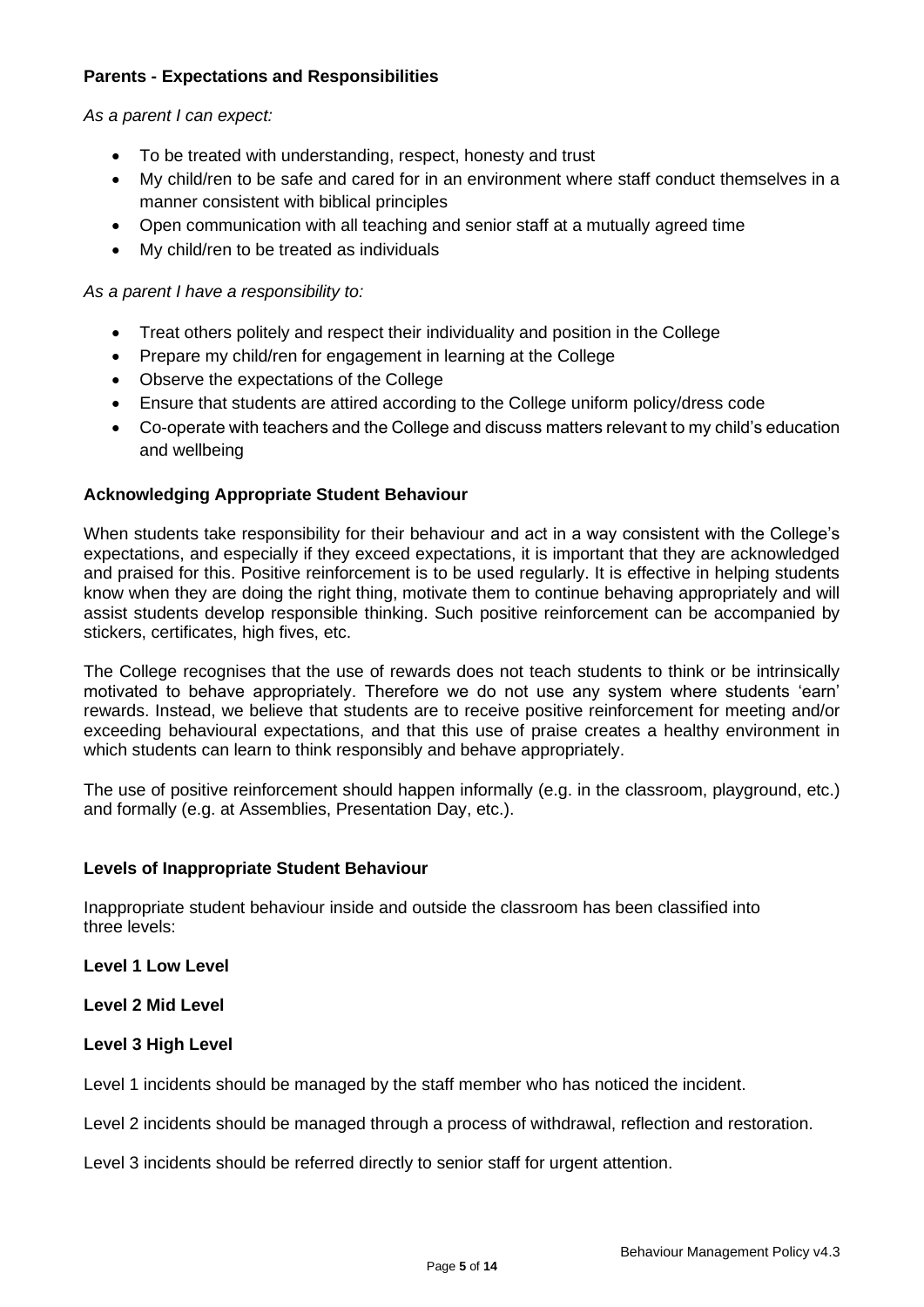**Parents - Expectations and Responsibilities**

*As a parent I can expect:*

- To be treated with understanding, respect, honesty and trust
- My child/ren to be safe and cared for in an environment where staff conduct themselves in a manner consistent with biblical principles
- Open communication with all teaching and senior staff at a mutually agreed time
- My child/ren to be treated as individuals

*As a parent I have a responsibility to:*

- Treat others politely and respect their individuality and position in the College
- Prepare my child/ren for engagement in learning at the College
- Observe the expectations of the College
- Ensure that students are attired according to the College uniform policy/dress code
- Co-operate with teachers and the College and discuss matters relevant to my child's education and wellbeing

**Acknowledging Appropriate Student Behaviour**

When students take responsibility for their behaviour and act in a way consistent with the College's expectations, and especially if they exceed expectations, it is important that they are acknowledged and praised for this. Positive reinforcement is to be used regularly. It is effective in helping students know when they are doing the right thing, motivate them to continue behaving appropriately and will assist students develop responsible thinking. Such positive reinforcement can be accompanied by stickers, certificates, high fives, etc.

The College recognises that the use of rewards does not teach students to think or be intrinsically motivated to behave appropriately. Therefore we do not use any system where students 'earn' rewards. Instead, we believe that students are to receive positive reinforcement for meeting and/or exceeding behavioural expectations, and that this use of praise creates a healthy environment in which students can learn to think responsibly and behave appropriately.

The use of positive reinforcement should happen informally (e.g. in the classroom, playground, etc.) and formally (e.g. at Assemblies, Presentation Day, etc.).

**Levels of Inappropriate Student Behaviour**

Inappropriate student behaviour inside and outside the classroom has been classified into three levels:

**Level 1 Low Level**

**Level 2 Mid Level**

**Level 3 High Level**

Level 1 incidents should be managed by the staff member who has noticed the incident.

Level 2 incidents should be managed through a process of withdrawal, reflection and restoration.

Level 3 incidents should be referred directly to senior staff for urgent attention.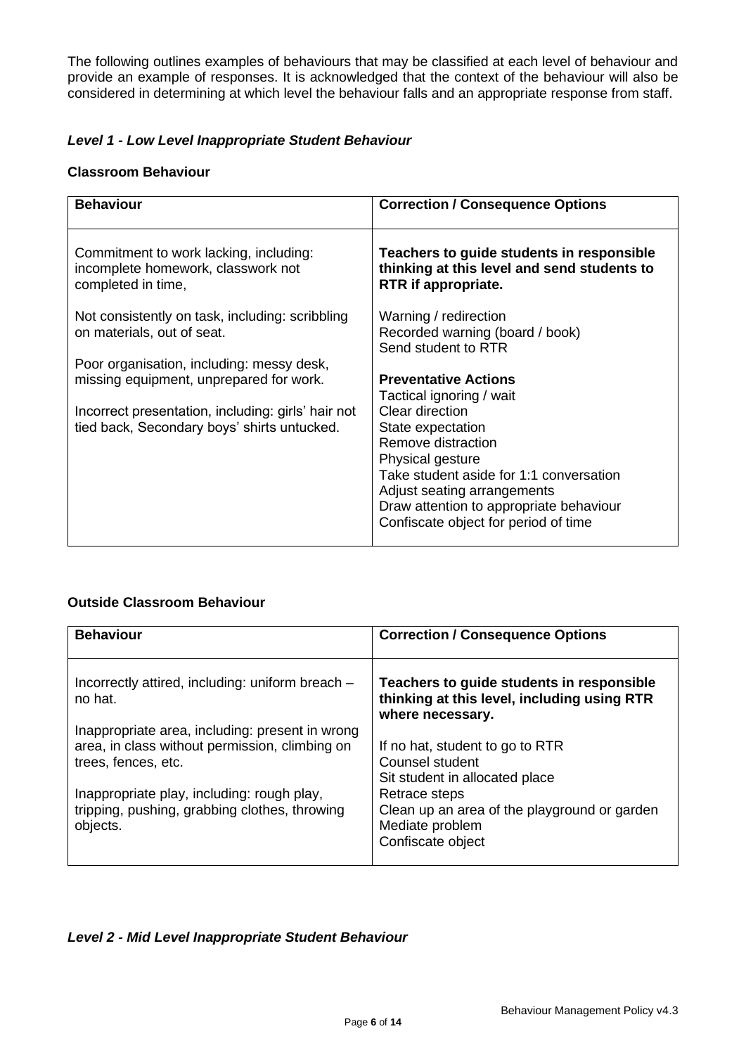The following outlines examples of behaviours that may be classified at each level of behaviour and provide an example of responses. It is acknowledged that the context of the behaviour will also be considered in determining at which level the behaviour falls and an appropriate response from staff.

### *Level 1 - Low Level Inappropriate Student Behaviour*

#### Classroom Behaviour

| Behaviour | Correction / Consequence Options |
|---|---|
| Commitment to work lacking, including: incomplete homework, classwork not completed in time,<br><br>Not consistently on task, including: scribbling on materials, out of seat.<br><br>Poor organisation, including: messy desk, missing equipment, unprepared for work.<br><br>Incorrect presentation, including: girls' hair not tied back, Secondary boys' shirts untucked. | **Teachers to guide students in responsible thinking at this level and send students to RTR if appropriate.**<br><br>Warning / redirection<br>Recorded warning (board / book)<br>Send student to RTR<br><br>**Preventative Actions**<br>Tactical ignoring / wait<br>Clear direction<br>State expectation<br>Remove distraction<br>Physical gesture<br>Take student aside for 1:1 conversation<br>Adjust seating arrangements<br>Draw attention to appropriate behaviour<br>Confiscate object for period of time |

#### Outside Classroom Behaviour

| Behaviour | Correction / Consequence Options |
|---|---|
| Incorrectly attired, including: uniform breach – no hat.<br><br>Inappropriate area, including: present in wrong area, in class without permission, climbing on trees, fences, etc.<br><br>Inappropriate play, including: rough play, tripping, pushing, grabbing clothes, throwing objects. | **Teachers to guide students in responsible thinking at this level, including using RTR where necessary.**<br><br>If no hat, student to go to RTR<br>Counsel student<br>Sit student in allocated place<br>Retrace steps<br>Clean up an area of the playground or garden<br>Mediate problem<br>Confiscate object |

### *Level 2 - Mid Level Inappropriate Student Behaviour*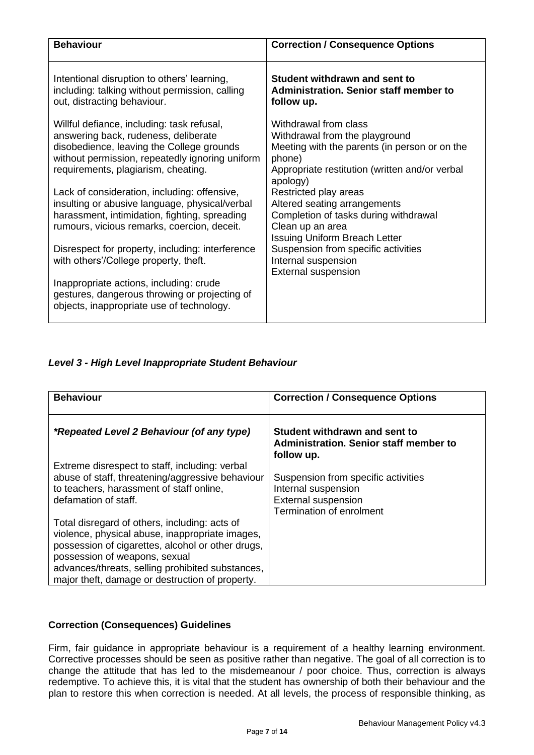| Behaviour | Correction / Consequence Options |
|---|---|
| Intentional disruption to others' learning, including: talking without permission, calling out, distracting behaviour.<br><br>Willful defiance, including: task refusal, answering back, rudeness, deliberate disobedience, leaving the College grounds without permission, repeatedly ignoring uniform requirements, plagiarism, cheating.<br><br>Lack of consideration, including: offensive, insulting or abusive language, physical/verbal harassment, intimidation, fighting, spreading rumours, vicious remarks, coercion, deceit.<br><br>Disrespect for property, including: interference with others'/College property, theft.<br><br>Inappropriate actions, including: crude gestures, dangerous throwing or projecting of objects, inappropriate use of technology. | **Student withdrawn and sent to Administration. Senior staff member to follow up.**<br><br>Withdrawal from class<br>Withdrawal from the playground<br>Meeting with the parents (in person or on the phone)<br>Appropriate restitution (written and/or verbal apology)<br>Restricted play areas<br>Altered seating arrangements<br>Completion of tasks during withdrawal<br>Clean up an area<br>Issuing Uniform Breach Letter<br>Suspension from specific activities<br>Internal suspension<br>External suspension |

### *Level 3 - High Level Inappropriate Student Behaviour*

| Behaviour | Correction / Consequence Options |
|---|---|
| ***Repeated Level 2 Behaviour (of any type)***<br><br>Extreme disrespect to staff, including: verbal abuse of staff, threatening/aggressive behaviour to teachers, harassment of staff online, defamation of staff.<br><br>Total disregard of others, including: acts of violence, physical abuse, inappropriate images, possession of cigarettes, alcohol or other drugs, possession of weapons, sexual advances/threats, selling prohibited substances, major theft, damage or destruction of property. | **Student withdrawn and sent to Administration. Senior staff member to follow up.**<br><br>Suspension from specific activities<br>Internal suspension<br>External suspension<br>Termination of enrolment |

### Correction (Consequences) Guidelines

Firm, fair guidance in appropriate behaviour is a requirement of a healthy learning environment. Corrective processes should be seen as positive rather than negative. The goal of all correction is to change the attitude that has led to the misdemeanour / poor choice. Thus, correction is always redemptive. To achieve this, it is vital that the student has ownership of both their behaviour and the plan to restore this when correction is needed. At all levels, the process of responsible thinking, as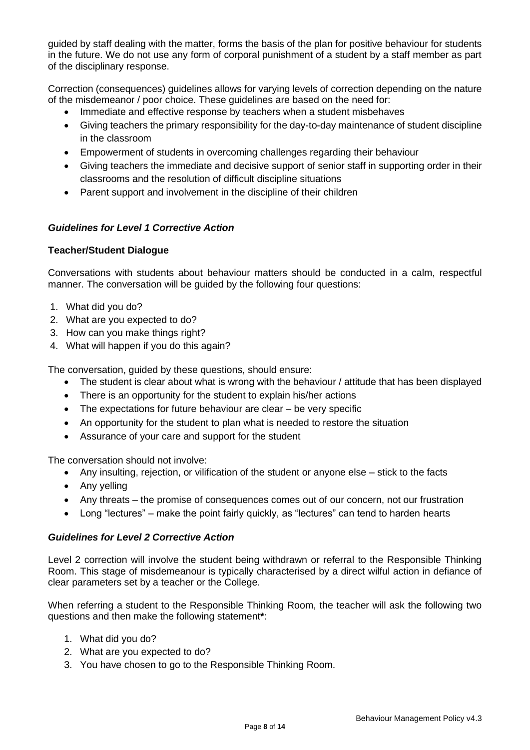guided by staff dealing with the matter, forms the basis of the plan for positive behaviour for students in the future. We do not use any form of corporal punishment of a student by a staff member as part of the disciplinary response.

Correction (consequences) guidelines allows for varying levels of correction depending on the nature of the misdemeanor / poor choice. These guidelines are based on the need for:

- Immediate and effective response by teachers when a student misbehaves
- Giving teachers the primary responsibility for the day-to-day maintenance of student discipline in the classroom
- Empowerment of students in overcoming challenges regarding their behaviour
- Giving teachers the immediate and decisive support of senior staff in supporting order in their classrooms and the resolution of difficult discipline situations
- Parent support and involvement in the discipline of their children

### *Guidelines for Level 1 Corrective Action*

**Teacher/Student Dialogue**

Conversations with students about behaviour matters should be conducted in a calm, respectful manner. The conversation will be guided by the following four questions:

1. What did you do?
2. What are you expected to do?
3. How can you make things right?
4. What will happen if you do this again?

The conversation, guided by these questions, should ensure:

- The student is clear about what is wrong with the behaviour / attitude that has been displayed
- There is an opportunity for the student to explain his/her actions
- The expectations for future behaviour are clear – be very specific
- An opportunity for the student to plan what is needed to restore the situation
- Assurance of your care and support for the student

The conversation should not involve:

- Any insulting, rejection, or vilification of the student or anyone else – stick to the facts
- Any yelling
- Any threats – the promise of consequences comes out of our concern, not our frustration
- Long "lectures" – make the point fairly quickly, as "lectures" can tend to harden hearts

### *Guidelines for Level 2 Corrective Action*

Level 2 correction will involve the student being withdrawn or referral to the Responsible Thinking Room. This stage of misdemeanour is typically characterised by a direct wilful action in defiance of clear parameters set by a teacher or the College.

When referring a student to the Responsible Thinking Room, the teacher will ask the following two questions and then make the following statement**\***:

1. What did you do?
2. What are you expected to do?
3. You have chosen to go to the Responsible Thinking Room.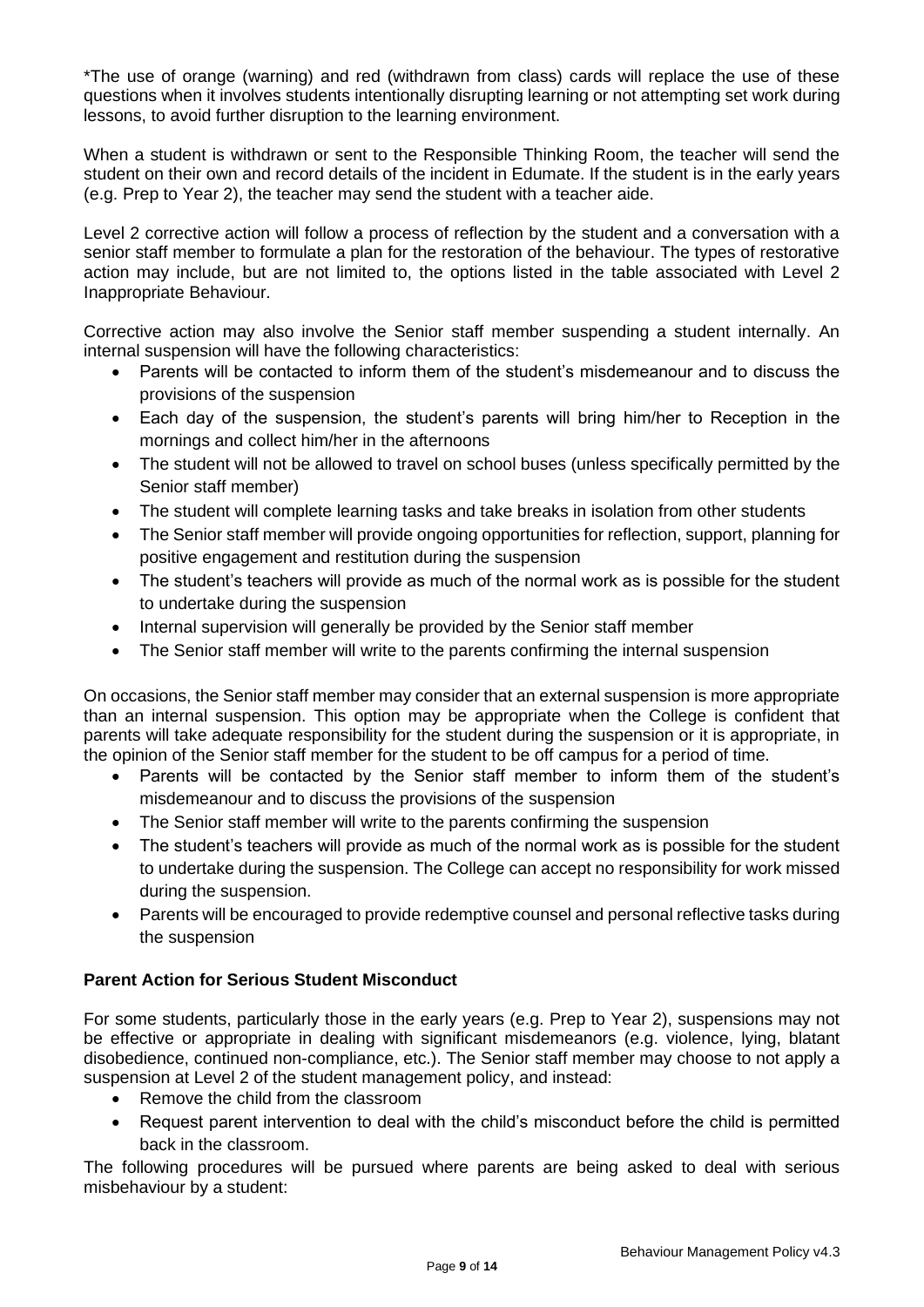*The use of orange (warning) and red (withdrawn from class) cards will replace the use of these questions when it involves students intentionally disrupting learning or not attempting set work during lessons, to avoid further disruption to the learning environment.

When a student is withdrawn or sent to the Responsible Thinking Room, the teacher will send the student on their own and record details of the incident in Edumate. If the student is in the early years (e.g. Prep to Year 2), the teacher may send the student with a teacher aide.

Level 2 corrective action will follow a process of reflection by the student and a conversation with a senior staff member to formulate a plan for the restoration of the behaviour. The types of restorative action may include, but are not limited to, the options listed in the table associated with Level 2 Inappropriate Behaviour.

Corrective action may also involve the Senior staff member suspending a student internally. An internal suspension will have the following characteristics:

- Parents will be contacted to inform them of the student's misdemeanour and to discuss the provisions of the suspension
- Each day of the suspension, the student's parents will bring him/her to Reception in the mornings and collect him/her in the afternoons
- The student will not be allowed to travel on school buses (unless specifically permitted by the Senior staff member)
- The student will complete learning tasks and take breaks in isolation from other students
- The Senior staff member will provide ongoing opportunities for reflection, support, planning for positive engagement and restitution during the suspension
- The student's teachers will provide as much of the normal work as is possible for the student to undertake during the suspension
- Internal supervision will generally be provided by the Senior staff member
- The Senior staff member will write to the parents confirming the internal suspension

On occasions, the Senior staff member may consider that an external suspension is more appropriate than an internal suspension. This option may be appropriate when the College is confident that parents will take adequate responsibility for the student during the suspension or it is appropriate, in the opinion of the Senior staff member for the student to be off campus for a period of time.

- Parents will be contacted by the Senior staff member to inform them of the student's misdemeanour and to discuss the provisions of the suspension
- The Senior staff member will write to the parents confirming the suspension
- The student's teachers will provide as much of the normal work as is possible for the student to undertake during the suspension. The College can accept no responsibility for work missed during the suspension.
- Parents will be encouraged to provide redemptive counsel and personal reflective tasks during the suspension

**Parent Action for Serious Student Misconduct**

For some students, particularly those in the early years (e.g. Prep to Year 2), suspensions may not be effective or appropriate in dealing with significant misdemeanors (e.g. violence, lying, blatant disobedience, continued non-compliance, etc.). The Senior staff member may choose to not apply a suspension at Level 2 of the student management policy, and instead:

- Remove the child from the classroom
- Request parent intervention to deal with the child's misconduct before the child is permitted back in the classroom.

The following procedures will be pursued where parents are being asked to deal with serious misbehaviour by a student: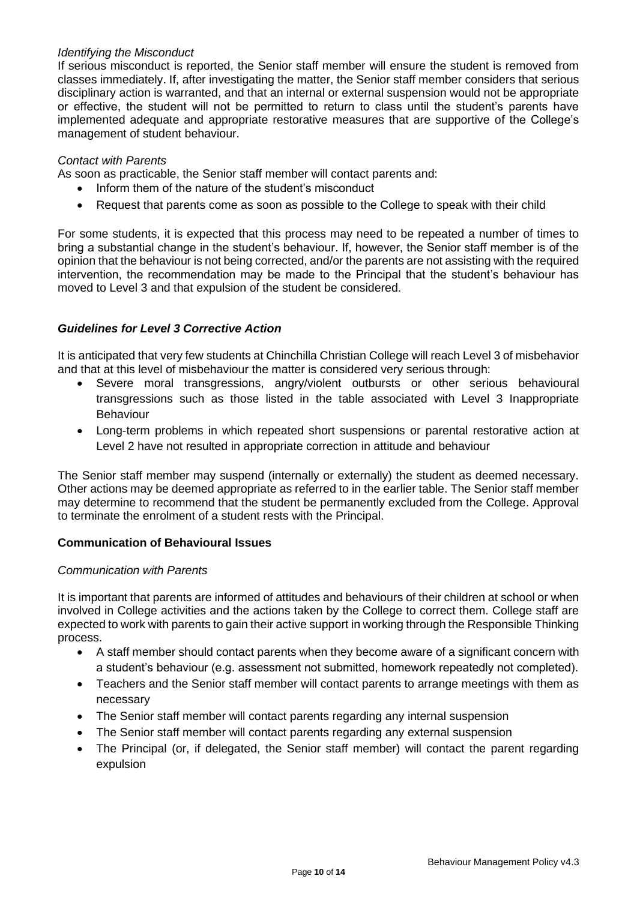*Identifying the Misconduct*

If serious misconduct is reported, the Senior staff member will ensure the student is removed from classes immediately. If, after investigating the matter, the Senior staff member considers that serious disciplinary action is warranted, and that an internal or external suspension would not be appropriate or effective, the student will not be permitted to return to class until the student's parents have implemented adequate and appropriate restorative measures that are supportive of the College's management of student behaviour.

*Contact with Parents*

As soon as practicable, the Senior staff member will contact parents and:

- Inform them of the nature of the student's misconduct
- Request that parents come as soon as possible to the College to speak with their child

For some students, it is expected that this process may need to be repeated a number of times to bring a substantial change in the student's behaviour. If, however, the Senior staff member is of the opinion that the behaviour is not being corrected, and/or the parents are not assisting with the required intervention, the recommendation may be made to the Principal that the student's behaviour has moved to Level 3 and that expulsion of the student be considered.

### *Guidelines for Level 3 Corrective Action*

It is anticipated that very few students at Chinchilla Christian College will reach Level 3 of misbehavior and that at this level of misbehaviour the matter is considered very serious through:

- Severe moral transgressions, angry/violent outbursts or other serious behavioural transgressions such as those listed in the table associated with Level 3 Inappropriate Behaviour
- Long-term problems in which repeated short suspensions or parental restorative action at Level 2 have not resulted in appropriate correction in attitude and behaviour

The Senior staff member may suspend (internally or externally) the student as deemed necessary. Other actions may be deemed appropriate as referred to in the earlier table. The Senior staff member may determine to recommend that the student be permanently excluded from the College. Approval to terminate the enrolment of a student rests with the Principal.

## **Communication of Behavioural Issues**

*Communication with Parents*

It is important that parents are informed of attitudes and behaviours of their children at school or when involved in College activities and the actions taken by the College to correct them. College staff are expected to work with parents to gain their active support in working through the Responsible Thinking process.

- A staff member should contact parents when they become aware of a significant concern with a student's behaviour (e.g. assessment not submitted, homework repeatedly not completed).
- Teachers and the Senior staff member will contact parents to arrange meetings with them as necessary
- The Senior staff member will contact parents regarding any internal suspension
- The Senior staff member will contact parents regarding any external suspension
- The Principal (or, if delegated, the Senior staff member) will contact the parent regarding expulsion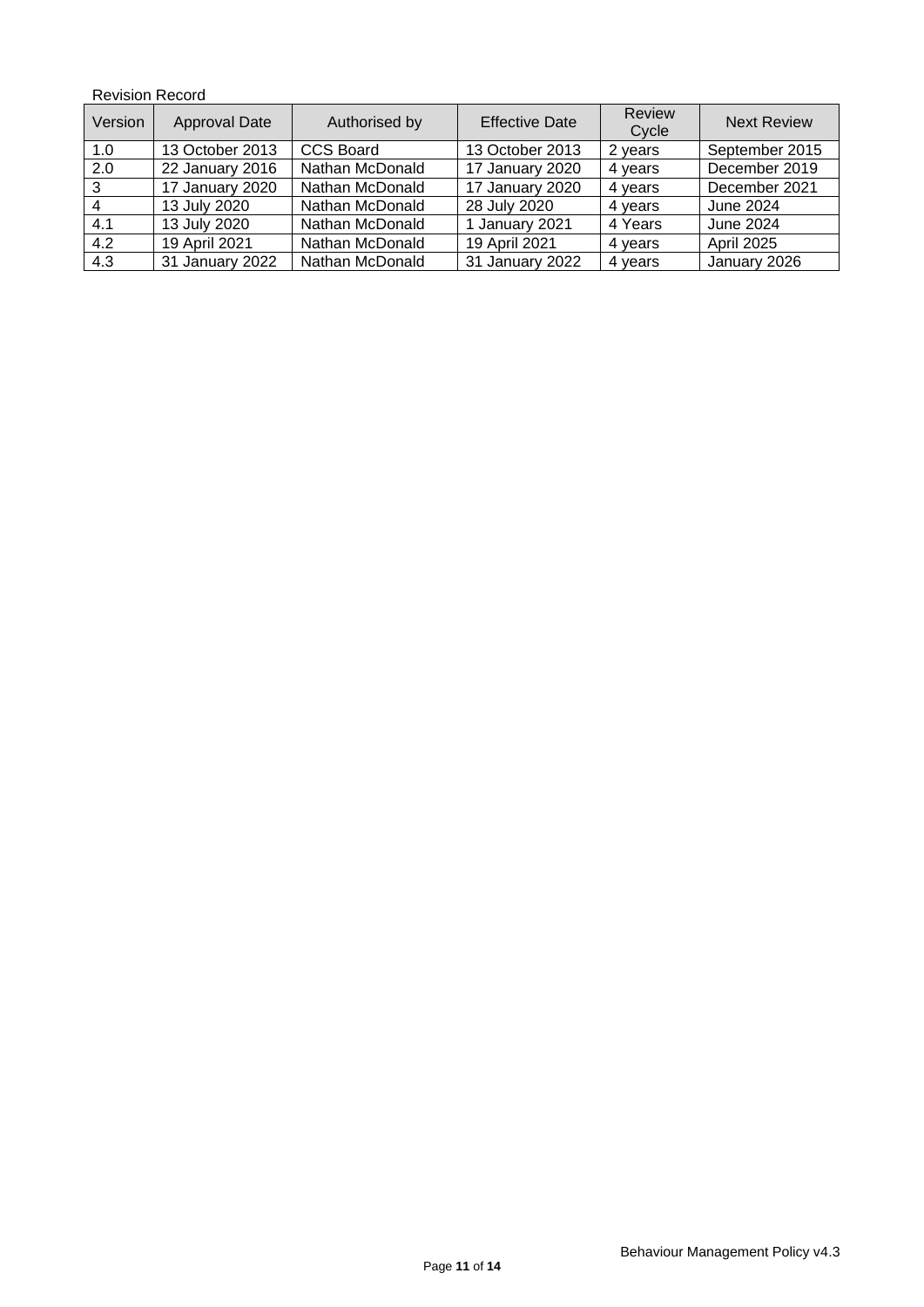Revision Record

| Version | Approval Date | Authorised by | Effective Date | Review Cycle | Next Review |
|---|---|---|---|---|---|
| 1.0 | 13 October 2013 | CCS Board | 13 October 2013 | 2 years | September 2015 |
| 2.0 | 22 January 2016 | Nathan McDonald | 17 January 2020 | 4 years | December 2019 |
| 3 | 17 January 2020 | Nathan McDonald | 17 January 2020 | 4 years | December 2021 |
| 4 | 13 July 2020 | Nathan McDonald | 28 July 2020 | 4 years | June 2024 |
| 4.1 | 13 July 2020 | Nathan McDonald | 1 January 2021 | 4 Years | June 2024 |
| 4.2 | 19 April 2021 | Nathan McDonald | 19 April 2021 | 4 years | April 2025 |
| 4.3 | 31 January 2022 | Nathan McDonald | 31 January 2022 | 4 years | January 2026 |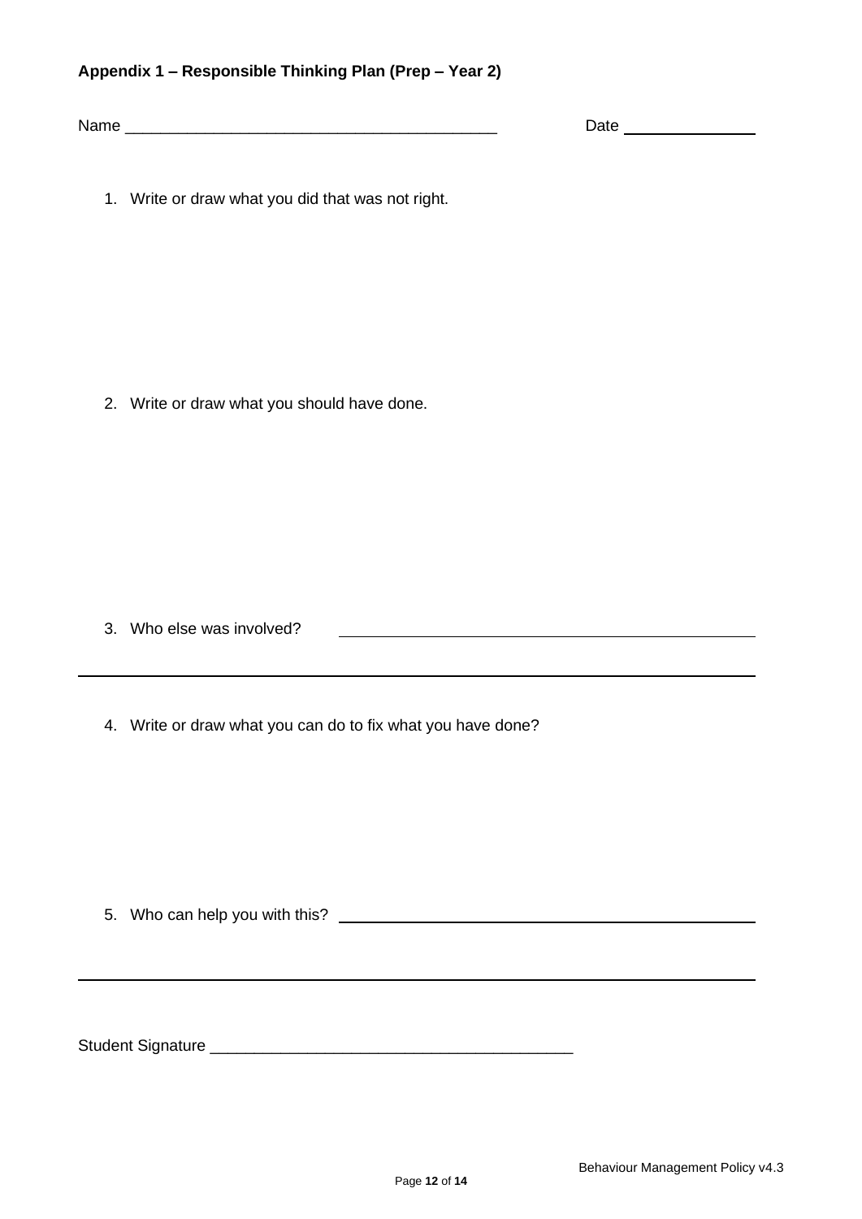**Appendix 1 – Responsible Thinking Plan (Prep – Year 2)**

Name ________________________________________ Date ______________

1. Write or draw what you did that was not right.

2. Write or draw what you should have done.

3. Who else was involved? ______________________________________________

________________________________________________________________________

4. Write or draw what you can do to fix what you have done?

5. Who can help you with this? ______________________________________________

________________________________________________________________________

Student Signature ________________________________________

Behaviour Management Policy v4.3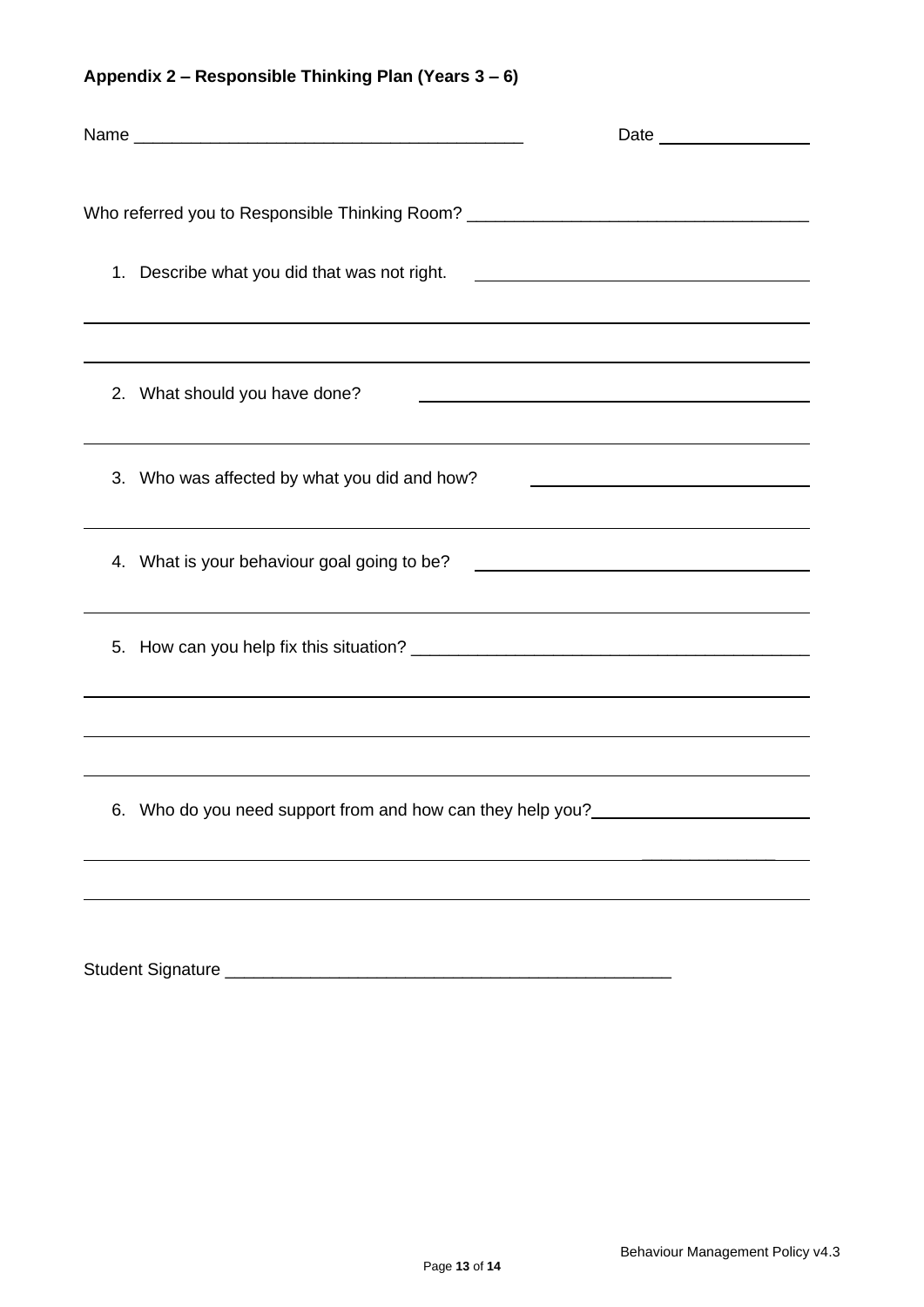**Appendix 2 – Responsible Thinking Plan (Years 3 – 6)**

Name ________________________________________ Date ________________

Who referred you to Responsible Thinking Room? __________________________________

1. Describe what you did that was not right. __________________________________

___________________________________________________________________________

___________________________________________________________________________

2. What should you have done? __________________________________

___________________________________________________________________________

3. Who was affected by what you did and how? __________________________________

___________________________________________________________________________

4. What is your behaviour goal going to be? __________________________________

___________________________________________________________________________

5. How can you help fix this situation? __________________________________

___________________________________________________________________________

___________________________________________________________________________

___________________________________________________________________________

6. Who do you need support from and how can they help you? ______________________

___________________________________________________________________________

___________________________________________________________________________

Student Signature ______________________________________________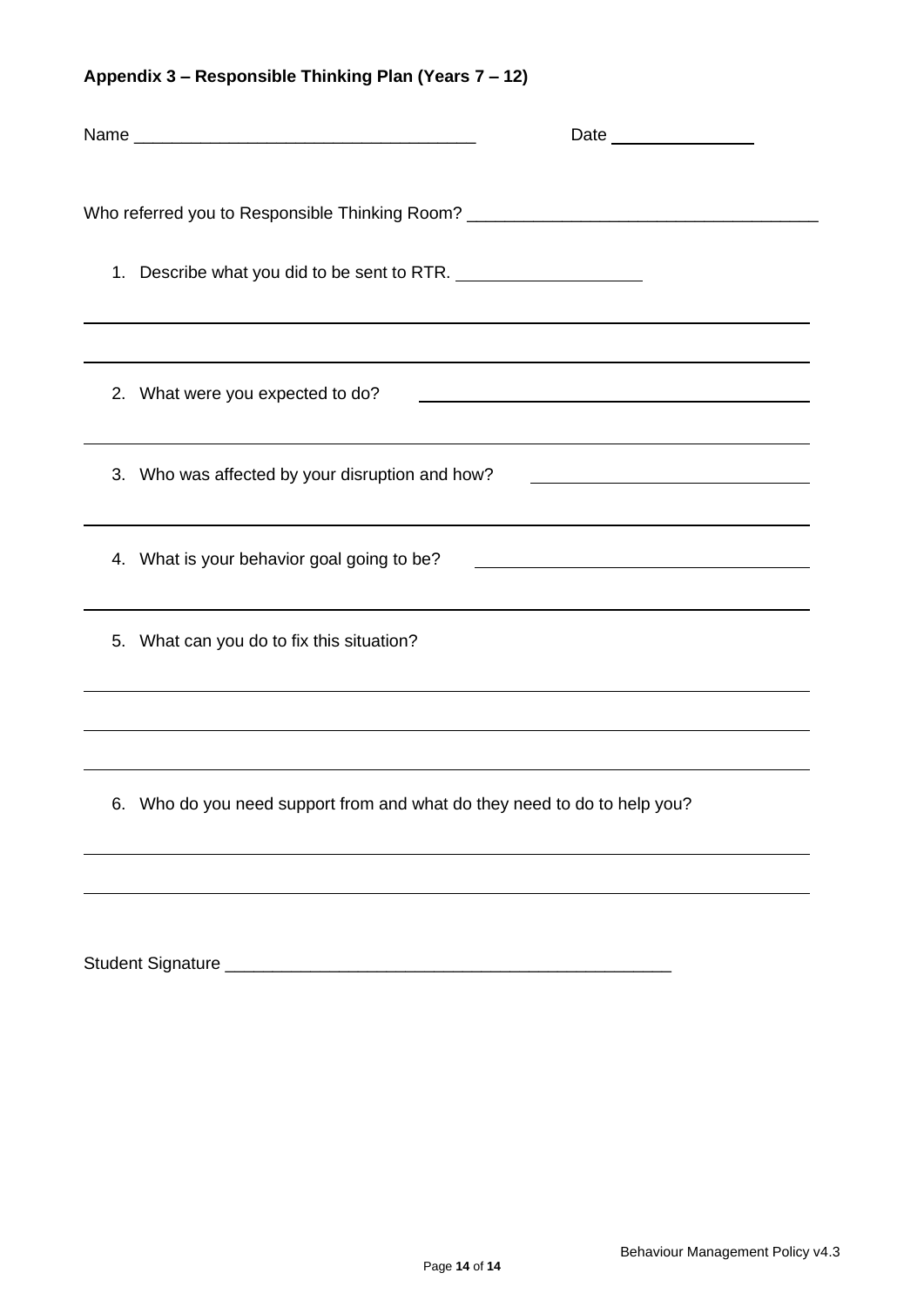**Appendix 3 – Responsible Thinking Plan (Years 7 – 12)**

Name ___________________________________ Date _______________

Who referred you to Responsible Thinking Room? ____________________________________

1. Describe what you did to be sent to RTR. ___________________

_______________________________________________________________________________

_______________________________________________________________________________

2. What were you expected to do? ________________________________________

_______________________________________________________________________________

3. Who was affected by your disruption and how? _____________________________

_______________________________________________________________________________

4. What is your behavior goal going to be? __________________________________

_______________________________________________________________________________

5. What can you do to fix this situation?

_______________________________________________________________________________

_______________________________________________________________________________

_______________________________________________________________________________

6. Who do you need support from and what do they need to do to help you?

_______________________________________________________________________________

_______________________________________________________________________________

Student Signature _______________________________________________